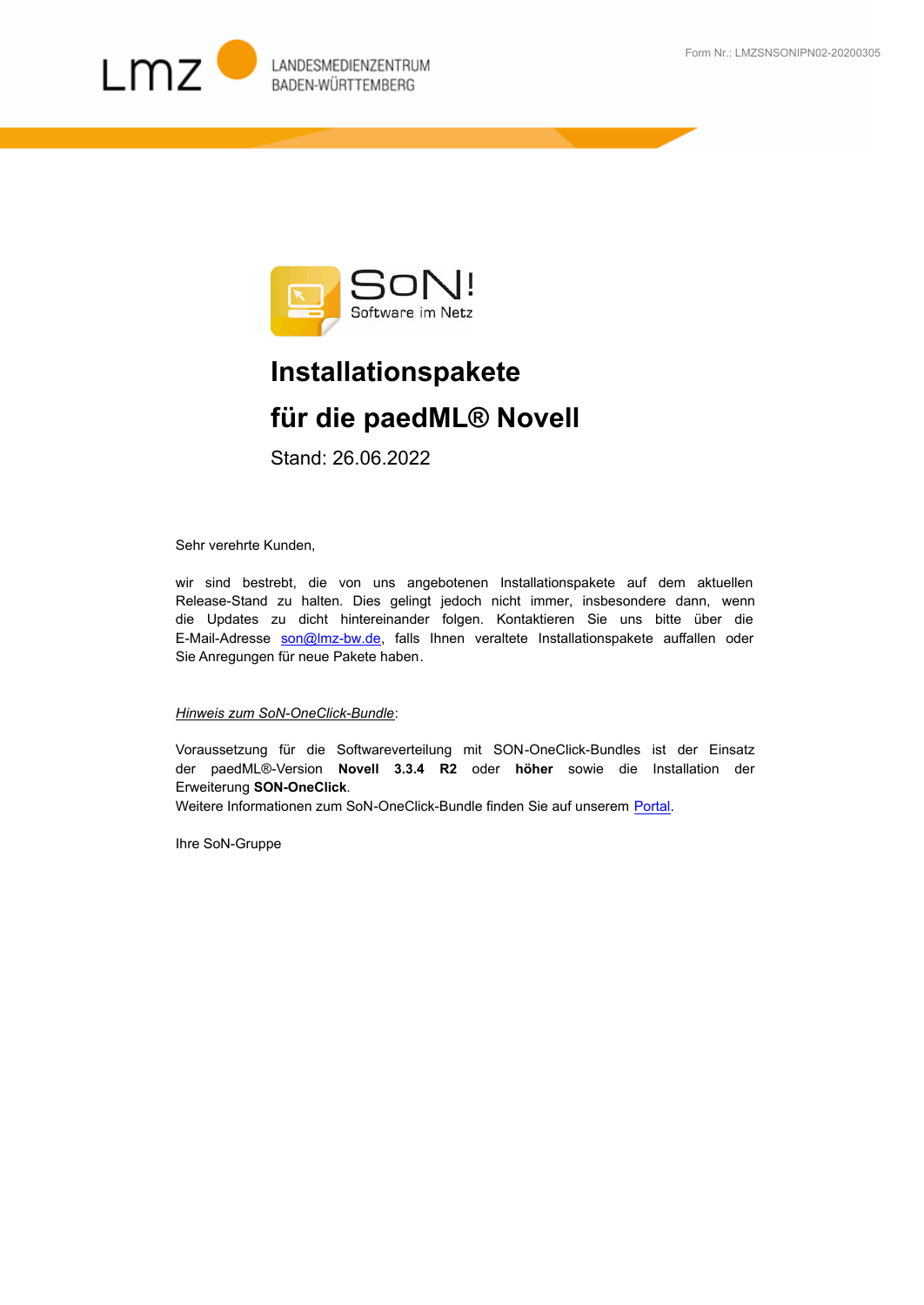Form Nr.: LMZSNSONIPN02-20200305

LANDESMEDIENZENTRUM BADEN-WÜRTTEMBERG

SoN! Software im Netz

# Installationspakete

# für die paedML® Novell

Stand: 26.06.2022

Sehr verehrte Kunden,

wir sind bestrebt, die von uns angebotenen Installationspakete auf dem aktuellen Release-Stand zu halten. Dies gelingt jedoch nicht immer, insbesondere dann, wenn die Updates zu dicht hintereinander folgen. Kontaktieren Sie uns bitte über die E-Mail-Adresse son@lmz-bw.de, falls Ihnen veraltete Installationspakete auffallen oder Sie Anregungen für neue Pakete haben.

*Hinweis zum SoN-OneClick-Bundle*:

Voraussetzung für die Softwareverteilung mit SON-OneClick-Bundles ist der Einsatz der paedML®-Version **Novell 3.3.4 R2** oder **höher** sowie die Installation der Erweiterung **SON-OneClick**.
Weitere Informationen zum SoN-OneClick-Bundle finden Sie auf unserem Portal.

Ihre SoN-Gruppe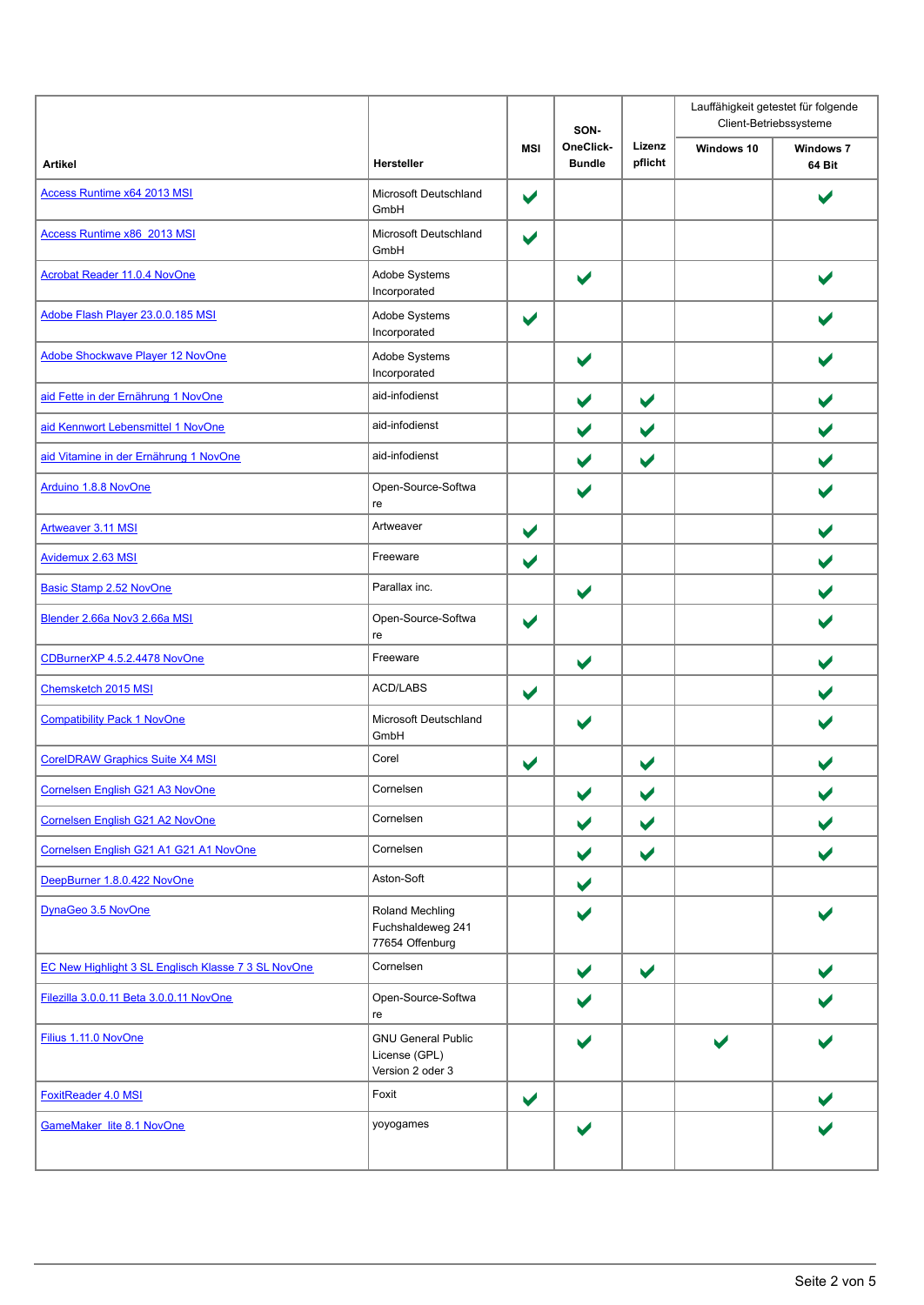| Artikel | Hersteller | MSI | SON-OneClick-Bundle | Lizenz pflicht | Lauffähigkeit getestet für folgende Client-Betriebssysteme | |
|---|---|---|---|---|---|---|
| | | | | | Windows 10 | Windows 7 64 Bit |
| Access Runtime x64 2013 MSI | Microsoft Deutschland GmbH | ✔ | | | | ✔ |
| Access Runtime x86 2013 MSI | Microsoft Deutschland GmbH | ✔ | | | | |
| Acrobat Reader 11.0.4 NovOne | Adobe Systems Incorporated | | ✔ | | | ✔ |
| Adobe Flash Player 23.0.0.185 MSI | Adobe Systems Incorporated | ✔ | | | | ✔ |
| Adobe Shockwave Player 12 NovOne | Adobe Systems Incorporated | | ✔ | | | ✔ |
| aid Fette in der Ernährung 1 NovOne | aid-infodienst | | ✔ | ✔ | | ✔ |
| aid Kennwort Lebensmittel 1 NovOne | aid-infodienst | | ✔ | ✔ | | ✔ |
| aid Vitamine in der Ernährung 1 NovOne | aid-infodienst | | ✔ | ✔ | | ✔ |
| Arduino 1.8.8 NovOne | Open-Source-Software | | ✔ | | | ✔ |
| Artweaver 3.11 MSI | Artweaver | ✔ | | | | ✔ |
| Avidemux 2.63 MSI | Freeware | ✔ | | | | ✔ |
| Basic Stamp 2.52 NovOne | Parallax inc. | | ✔ | | | ✔ |
| Blender 2.66a Nov3 2.66a MSI | Open-Source-Software | ✔ | | | | ✔ |
| CDBurnerXP 4.5.2.4478 NovOne | Freeware | | ✔ | | | ✔ |
| Chemsketch 2015 MSI | ACD/LABS | ✔ | | | | ✔ |
| Compatibility Pack 1 NovOne | Microsoft Deutschland GmbH | | ✔ | | | ✔ |
| CorelDRAW Graphics Suite X4 MSI | Corel | ✔ | | ✔ | | ✔ |
| Cornelsen English G21 A3 NovOne | Cornelsen | | ✔ | ✔ | | ✔ |
| Cornelsen English G21 A2 NovOne | Cornelsen | | ✔ | ✔ | | ✔ |
| Cornelsen English G21 A1 G21 A1 NovOne | Cornelsen | | ✔ | ✔ | | ✔ |
| DeepBurner 1.8.0.422 NovOne | Aston-Soft | | ✔ | | | |
| DynaGeo 3.5 NovOne | Roland Mechling Fuchshaldeweg 241 77654 Offenburg | | ✔ | | | ✔ |
| EC New Highlight 3 SL Englisch Klasse 7 3 SL NovOne | Cornelsen | | ✔ | ✔ | | ✔ |
| Filezilla 3.0.0.11 Beta 3.0.0.11 NovOne | Open-Source-Software | | ✔ | | | ✔ |
| Filius 1.11.0 NovOne | GNU General Public License (GPL) Version 2 oder 3 | | ✔ | | ✔ | ✔ |
| FoxitReader 4.0 MSI | Foxit | ✔ | | | | ✔ |
| GameMaker lite 8.1 NovOne | yoyogames | | ✔ | | | ✔ |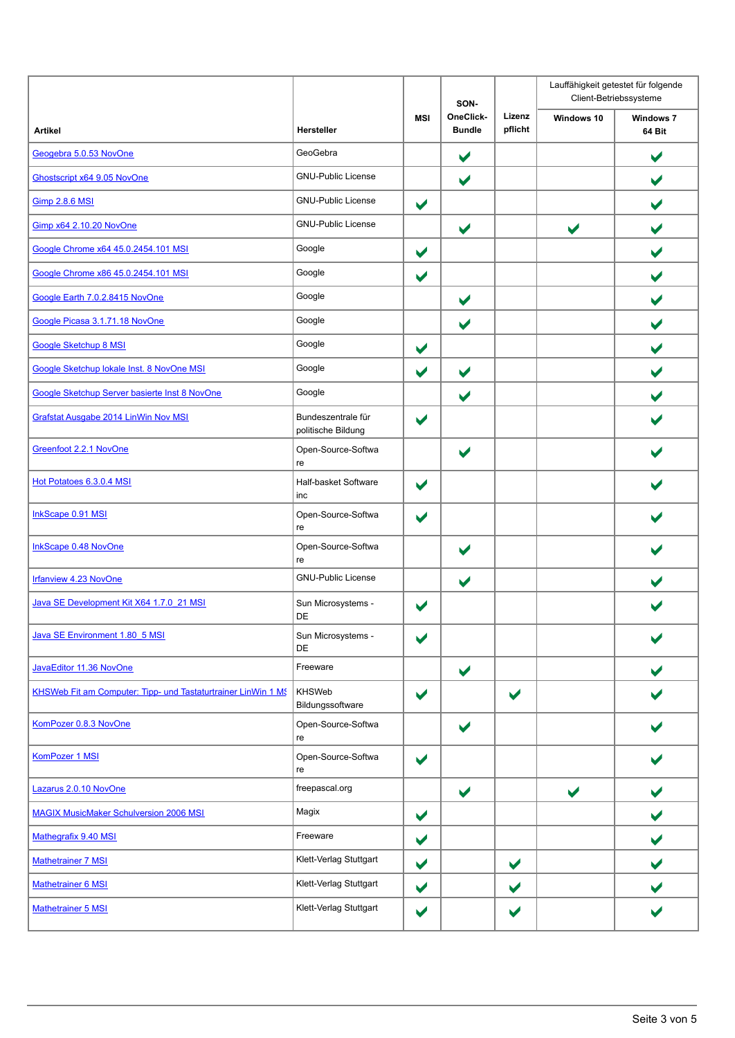| Artikel | Hersteller | MSI | SON-OneClick-Bundle | Lizenz pflicht | Lauffähigkeit getestet für folgende Client-Betriebssysteme | |
|---|---|---|---|---|---|---|
| | | | | | Windows 10 | Windows 7 64 Bit |
| Geogebra 5.0.53 NovOne | GeoGebra | | ✔ | | | ✔ |
| Ghostscript x64 9.05 NovOne | GNU-Public License | | ✔ | | | ✔ |
| Gimp 2.8.6 MSI | GNU-Public License | ✔ | | | | ✔ |
| Gimp x64 2.10.20 NovOne | GNU-Public License | | ✔ | | ✔ | ✔ |
| Google Chrome x64 45.0.2454.101 MSI | Google | ✔ | | | | ✔ |
| Google Chrome x86 45.0.2454.101 MSI | Google | ✔ | | | | ✔ |
| Google Earth 7.0.2.8415 NovOne | Google | | ✔ | | | ✔ |
| Google Picasa 3.1.71.18 NovOne | Google | | ✔ | | | ✔ |
| Google Sketchup 8 MSI | Google | ✔ | | | | ✔ |
| Google Sketchup lokale Inst. 8 NovOne MSI | Google | ✔ | ✔ | | | ✔ |
| Google Sketchup Server basierte Inst 8 NovOne | Google | | ✔ | | | ✔ |
| Grafstat Ausgabe 2014 LinWin Nov MSI | Bundeszentrale für politische Bildung | ✔ | | | | ✔ |
| Greenfoot 2.2.1 NovOne | Open-Source-Software | | ✔ | | | ✔ |
| Hot Potatoes 6.3.0.4 MSI | Half-basket Software inc | ✔ | | | | ✔ |
| InkScape 0.91 MSI | Open-Source-Software | ✔ | | | | ✔ |
| InkScape 0.48 NovOne | Open-Source-Software | | ✔ | | | ✔ |
| Irfanview 4.23 NovOne | GNU-Public License | | ✔ | | | ✔ |
| Java SE Development Kit X64 1.7.0_21 MSI | Sun Microsystems - DE | ✔ | | | | ✔ |
| Java SE Environment 1.80_5 MSI | Sun Microsystems - DE | ✔ | | | | ✔ |
| JavaEditor 11.36 NovOne | Freeware | | ✔ | | | ✔ |
| KHSWeb Fit am Computer: Tipp- und Tastaturtrainer LinWin 1 MS | KHSWeb Bildungssoftware | ✔ | | ✔ | | ✔ |
| KomPozer 0.8.3 NovOne | Open-Source-Software | | ✔ | | | ✔ |
| KomPozer 1 MSI | Open-Source-Software | ✔ | | | | ✔ |
| Lazarus 2.0.10 NovOne | freepascal.org | | ✔ | | ✔ | ✔ |
| MAGIX MusicMaker Schulversion 2006 MSI | Magix | ✔ | | | | ✔ |
| Mathegrafix 9.40 MSI | Freeware | ✔ | | | | ✔ |
| Mathetrainer 7 MSI | Klett-Verlag Stuttgart | ✔ | | ✔ | | ✔ |
| Mathetrainer 6 MSI | Klett-Verlag Stuttgart | ✔ | | ✔ | | ✔ |
| Mathetrainer 5 MSI | Klett-Verlag Stuttgart | ✔ | | ✔ | | ✔ |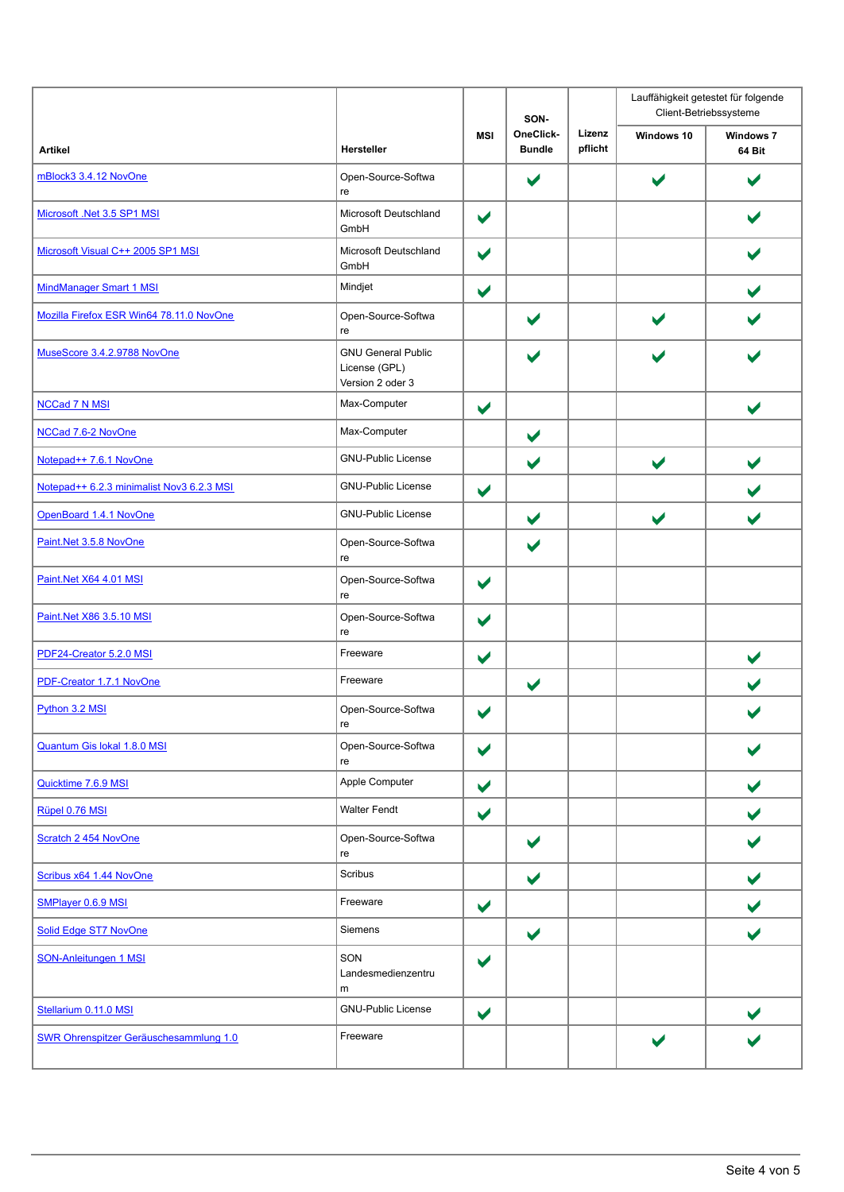| Artikel | Hersteller | MSI | SON-OneClick-Bundle | Lizenzpflicht | Lauffähigkeit getestet für folgende Client-Betriebssysteme | |
|---|---|---|---|---|---|---|
| | | | | | Windows 10 | Windows 7 64 Bit |
| mBlock3 3.4.12 NovOne | Open-Source-Software | | ✔ | | ✔ | ✔ |
| Microsoft .Net 3.5 SP1 MSI | Microsoft Deutschland GmbH | ✔ | | | | ✔ |
| Microsoft Visual C++ 2005 SP1 MSI | Microsoft Deutschland GmbH | ✔ | | | | ✔ |
| MindManager Smart 1 MSI | Mindjet | ✔ | | | | ✔ |
| Mozilla Firefox ESR Win64 78.11.0 NovOne | Open-Source-Software | | ✔ | | ✔ | ✔ |
| MuseScore 3.4.2.9788 NovOne | GNU General Public License (GPL) Version 2 oder 3 | | ✔ | | ✔ | ✔ |
| NCCad 7 N MSI | Max-Computer | ✔ | | | | ✔ |
| NCCad 7.6-2 NovOne | Max-Computer | | ✔ | | | |
| Notepad++ 7.6.1 NovOne | GNU-Public License | | ✔ | | ✔ | ✔ |
| Notepad++ 6.2.3 minimalist Nov3 6.2.3 MSI | GNU-Public License | ✔ | | | | ✔ |
| OpenBoard 1.4.1 NovOne | GNU-Public License | | ✔ | | ✔ | ✔ |
| Paint.Net 3.5.8 NovOne | Open-Source-Software | | ✔ | | | |
| Paint.Net X64 4.01 MSI | Open-Source-Software | ✔ | | | | |
| Paint.Net X86 3.5.10 MSI | Open-Source-Software | ✔ | | | | |
| PDF24-Creator 5.2.0 MSI | Freeware | ✔ | | | | ✔ |
| PDF-Creator 1.7.1 NovOne | Freeware | | ✔ | | | ✔ |
| Python 3.2 MSI | Open-Source-Software | ✔ | | | | ✔ |
| Quantum Gis lokal 1.8.0 MSI | Open-Source-Software | ✔ | | | | ✔ |
| Quicktime 7.6.9 MSI | Apple Computer | ✔ | | | | ✔ |
| Rüpel 0.76 MSI | Walter Fendt | ✔ | | | | ✔ |
| Scratch 2 454 NovOne | Open-Source-Software | | ✔ | | | ✔ |
| Scribus x64 1.44 NovOne | Scribus | | ✔ | | | ✔ |
| SMPlayer 0.6.9 MSI | Freeware | ✔ | | | | ✔ |
| Solid Edge ST7 NovOne | Siemens | | ✔ | | | ✔ |
| SON-Anleitungen 1 MSI | SON Landesmedienzentrum | ✔ | | | | |
| Stellarium 0.11.0 MSI | GNU-Public License | ✔ | | | | ✔ |
| SWR Ohrenspitzer Geräuschesammlung 1.0 | Freeware | | | | ✔ | ✔ |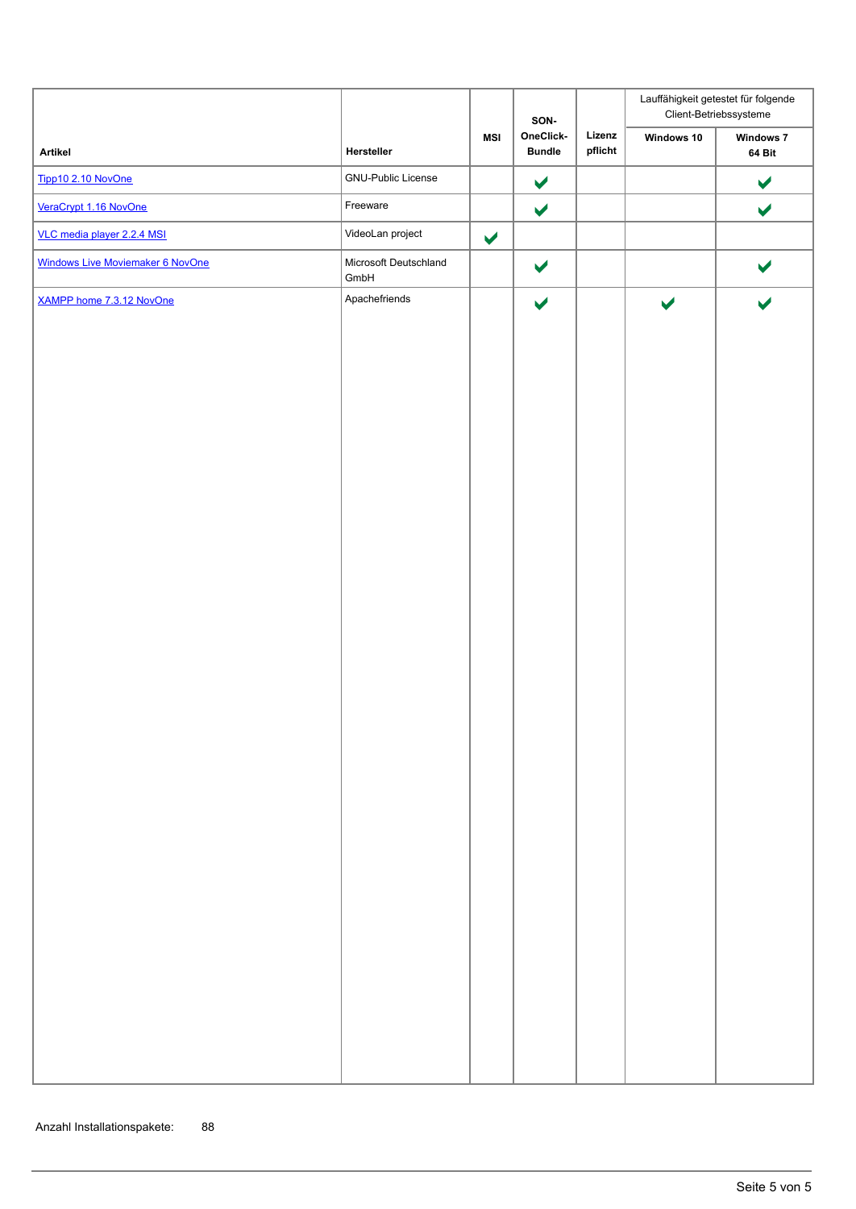| Artikel | Hersteller | MSI | SON-OneClick-Bundle | Lizenz pflicht | Lauffähigkeit getestet für folgende Client-Betriebssysteme | |
|---|---|---|---|---|---|---|
| | | | | | Windows 10 | Windows 7 64 Bit |
| Tipp10 2.10 NovOne | GNU-Public License | | ✔ | | | ✔ |
| VeraCrypt 1.16 NovOne | Freeware | | ✔ | | | ✔ |
| VLC media player 2.2.4 MSI | VideoLan project | ✔ | | | | |
| Windows Live Moviemaker 6 NovOne | Microsoft Deutschland GmbH | | ✔ | | | ✔ |
| XAMPP home 7.3.12 NovOne | Apachefriends | | ✔ | | ✔ | ✔ |

Anzahl Installationspakete: 88